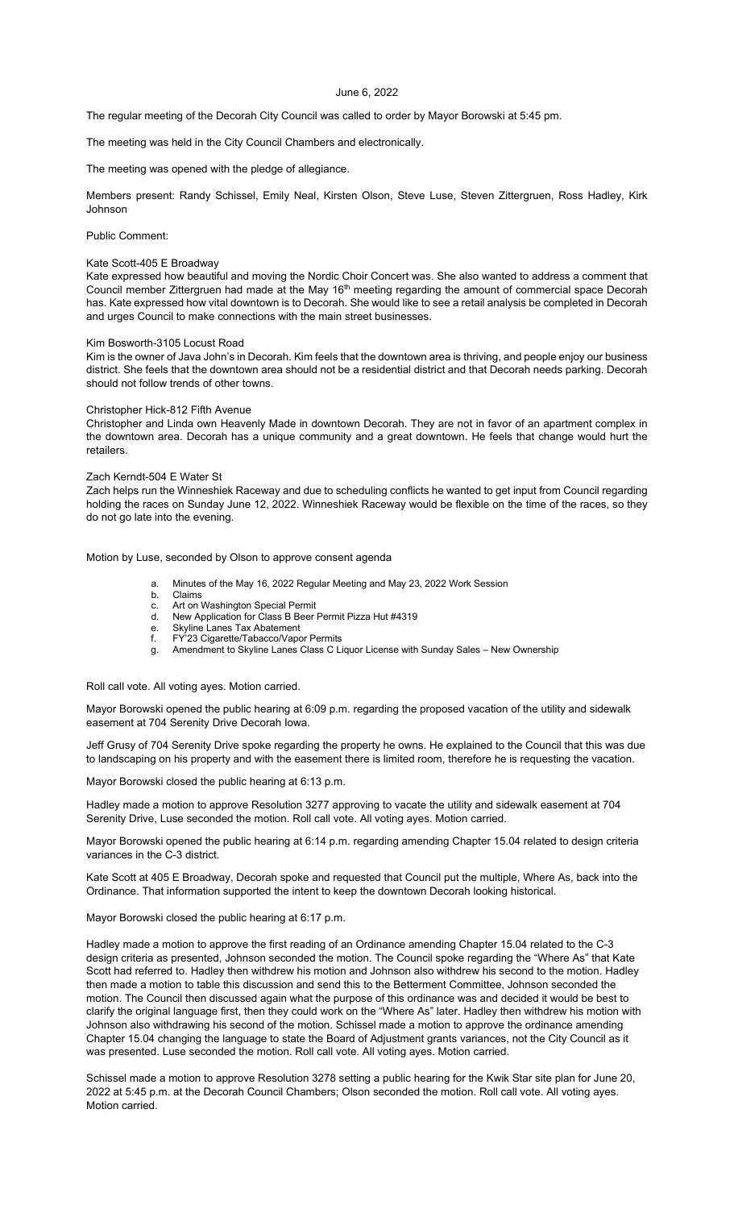June 6, 2022

The regular meeting of the Decorah City Council was called to order by Mayor Borowski at 5:45 pm.

The meeting was held in the City Council Chambers and electronically.

The meeting was opened with the pledge of allegiance.

Members present: Randy Schissel, Emily Neal, Kirsten Olson, Steve Luse, Steven Zittergruen, Ross Hadley, Kirk Johnson

Public Comment:

Kate Scott-405 E Broadway
Kate expressed how beautiful and moving the Nordic Choir Concert was. She also wanted to address a comment that Council member Zittergruen had made at the May 16th meeting regarding the amount of commercial space Decorah has. Kate expressed how vital downtown is to Decorah. She would like to see a retail analysis be completed in Decorah and urges Council to make connections with the main street businesses.

Kim Bosworth-3105 Locust Road
Kim is the owner of Java John's in Decorah. Kim feels that the downtown area is thriving, and people enjoy our business district. She feels that the downtown area should not be a residential district and that Decorah needs parking. Decorah should not follow trends of other towns.

Christopher Hick-812 Fifth Avenue
Christopher and Linda own Heavenly Made in downtown Decorah. They are not in favor of an apartment complex in the downtown area. Decorah has a unique community and a great downtown. He feels that change would hurt the retailers.

Zach Kerndt-504 E Water St
Zach helps run the Winneshiek Raceway and due to scheduling conflicts he wanted to get input from Council regarding holding the races on Sunday June 12, 2022. Winneshiek Raceway would be flexible on the time of the races, so they do not go late into the evening.

Motion by Luse, seconded by Olson to approve consent agenda

a. Minutes of the May 16, 2022 Regular Meeting and May 23, 2022 Work Session
b. Claims
c. Art on Washington Special Permit
d. New Application for Class B Beer Permit Pizza Hut #4319
e. Skyline Lanes Tax Abatement
f. FY'23 Cigarette/Tabacco/Vapor Permits
g. Amendment to Skyline Lanes Class C Liquor License with Sunday Sales – New Ownership

Roll call vote. All voting ayes. Motion carried.

Mayor Borowski opened the public hearing at 6:09 p.m. regarding the proposed vacation of the utility and sidewalk easement at 704 Serenity Drive Decorah Iowa.

Jeff Grusy of 704 Serenity Drive spoke regarding the property he owns. He explained to the Council that this was due to landscaping on his property and with the easement there is limited room, therefore he is requesting the vacation.

Mayor Borowski closed the public hearing at 6:13 p.m.

Hadley made a motion to approve Resolution 3277 approving to vacate the utility and sidewalk easement at 704 Serenity Drive, Luse seconded the motion. Roll call vote. All voting ayes. Motion carried.

Mayor Borowski opened the public hearing at 6:14 p.m. regarding amending Chapter 15.04 related to design criteria variances in the C-3 district.

Kate Scott at 405 E Broadway, Decorah spoke and requested that Council put the multiple, Where As, back into the Ordinance. That information supported the intent to keep the downtown Decorah looking historical.

Mayor Borowski closed the public hearing at 6:17 p.m.

Hadley made a motion to approve the first reading of an Ordinance amending Chapter 15.04 related to the C-3 design criteria as presented, Johnson seconded the motion. The Council spoke regarding the "Where As" that Kate Scott had referred to. Hadley then withdrew his motion and Johnson also withdrew his second to the motion. Hadley then made a motion to table this discussion and send this to the Betterment Committee, Johnson seconded the motion. The Council then discussed again what the purpose of this ordinance was and decided it would be best to clarify the original language first, then they could work on the "Where As" later. Hadley then withdrew his motion with Johnson also withdrawing his second of the motion. Schissel made a motion to approve the ordinance amending Chapter 15.04 changing the language to state the Board of Adjustment grants variances, not the City Council as it was presented. Luse seconded the motion. Roll call vote. All voting ayes. Motion carried.

Schissel made a motion to approve Resolution 3278 setting a public hearing for the Kwik Star site plan for June 20, 2022 at 5:45 p.m. at the Decorah Council Chambers; Olson seconded the motion. Roll call vote. All voting ayes. Motion carried.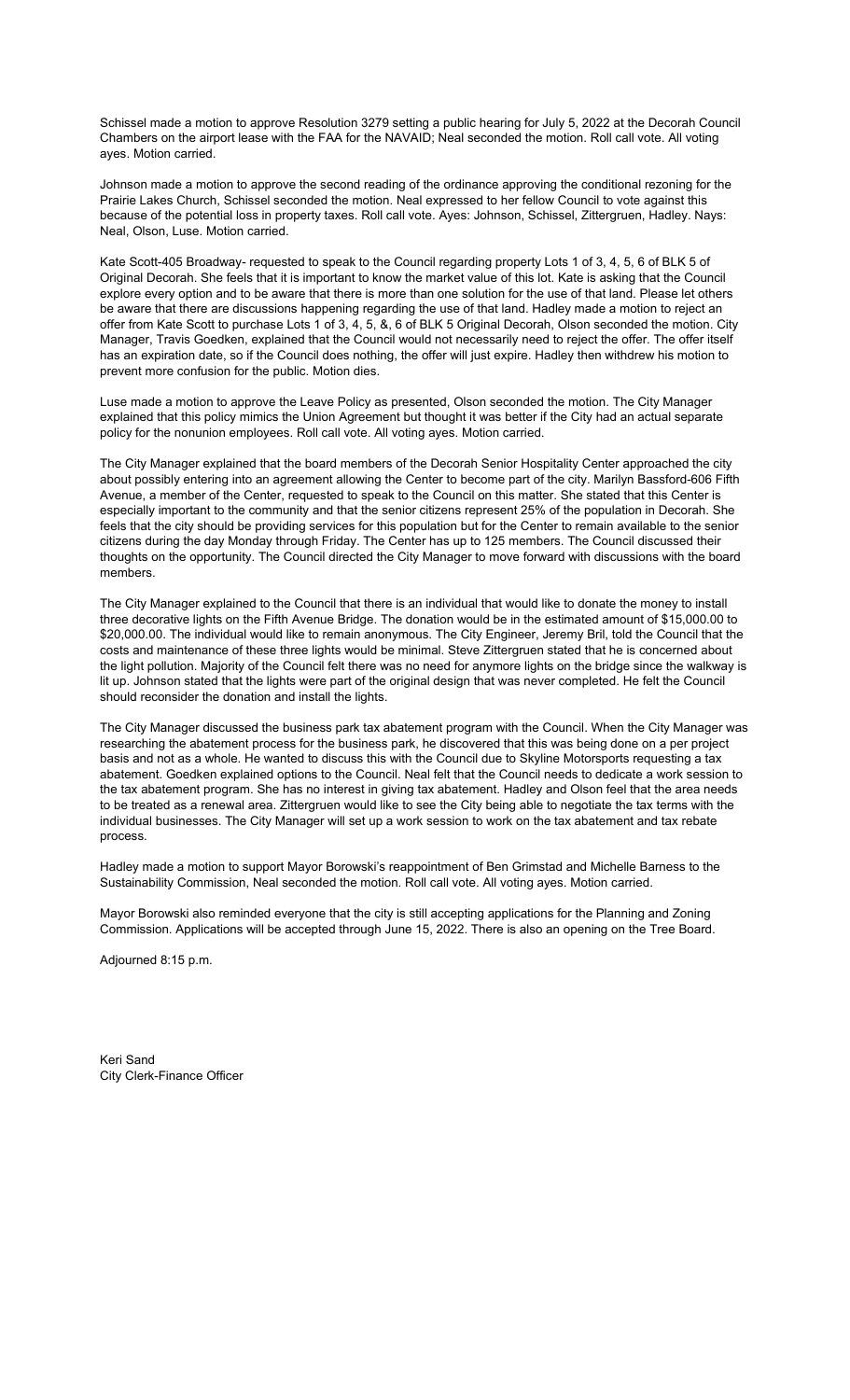Schissel made a motion to approve Resolution 3279 setting a public hearing for July 5, 2022 at the Decorah Council Chambers on the airport lease with the FAA for the NAVAID; Neal seconded the motion. Roll call vote. All voting ayes. Motion carried.

Johnson made a motion to approve the second reading of the ordinance approving the conditional rezoning for the Prairie Lakes Church, Schissel seconded the motion. Neal expressed to her fellow Council to vote against this because of the potential loss in property taxes. Roll call vote. Ayes: Johnson, Schissel, Zittergruen, Hadley. Nays: Neal, Olson, Luse. Motion carried.

Kate Scott-405 Broadway- requested to speak to the Council regarding property Lots 1 of 3, 4, 5, 6 of BLK 5 of Original Decorah. She feels that it is important to know the market value of this lot. Kate is asking that the Council explore every option and to be aware that there is more than one solution for the use of that land. Please let others be aware that there are discussions happening regarding the use of that land. Hadley made a motion to reject an offer from Kate Scott to purchase Lots 1 of 3, 4, 5, &, 6 of BLK 5 Original Decorah, Olson seconded the motion. City Manager, Travis Goedken, explained that the Council would not necessarily need to reject the offer. The offer itself has an expiration date, so if the Council does nothing, the offer will just expire. Hadley then withdrew his motion to prevent more confusion for the public. Motion dies.

Luse made a motion to approve the Leave Policy as presented, Olson seconded the motion. The City Manager explained that this policy mimics the Union Agreement but thought it was better if the City had an actual separate policy for the nonunion employees. Roll call vote. All voting ayes. Motion carried.

The City Manager explained that the board members of the Decorah Senior Hospitality Center approached the city about possibly entering into an agreement allowing the Center to become part of the city. Marilyn Bassford-606 Fifth Avenue, a member of the Center, requested to speak to the Council on this matter. She stated that this Center is especially important to the community and that the senior citizens represent 25% of the population in Decorah. She feels that the city should be providing services for this population but for the Center to remain available to the senior citizens during the day Monday through Friday. The Center has up to 125 members. The Council discussed their thoughts on the opportunity. The Council directed the City Manager to move forward with discussions with the board members.

The City Manager explained to the Council that there is an individual that would like to donate the money to install three decorative lights on the Fifth Avenue Bridge. The donation would be in the estimated amount of $15,000.00 to $20,000.00. The individual would like to remain anonymous. The City Engineer, Jeremy Bril, told the Council that the costs and maintenance of these three lights would be minimal. Steve Zittergruen stated that he is concerned about the light pollution. Majority of the Council felt there was no need for anymore lights on the bridge since the walkway is lit up. Johnson stated that the lights were part of the original design that was never completed. He felt the Council should reconsider the donation and install the lights.

The City Manager discussed the business park tax abatement program with the Council. When the City Manager was researching the abatement process for the business park, he discovered that this was being done on a per project basis and not as a whole. He wanted to discuss this with the Council due to Skyline Motorsports requesting a tax abatement. Goedken explained options to the Council. Neal felt that the Council needs to dedicate a work session to the tax abatement program. She has no interest in giving tax abatement. Hadley and Olson feel that the area needs to be treated as a renewal area. Zittergruen would like to see the City being able to negotiate the tax terms with the individual businesses. The City Manager will set up a work session to work on the tax abatement and tax rebate process.

Hadley made a motion to support Mayor Borowski's reappointment of Ben Grimstad and Michelle Barness to the Sustainability Commission, Neal seconded the motion. Roll call vote. All voting ayes. Motion carried.

Mayor Borowski also reminded everyone that the city is still accepting applications for the Planning and Zoning Commission. Applications will be accepted through June 15, 2022. There is also an opening on the Tree Board.

Adjourned 8:15 p.m.

Keri Sand
City Clerk-Finance Officer